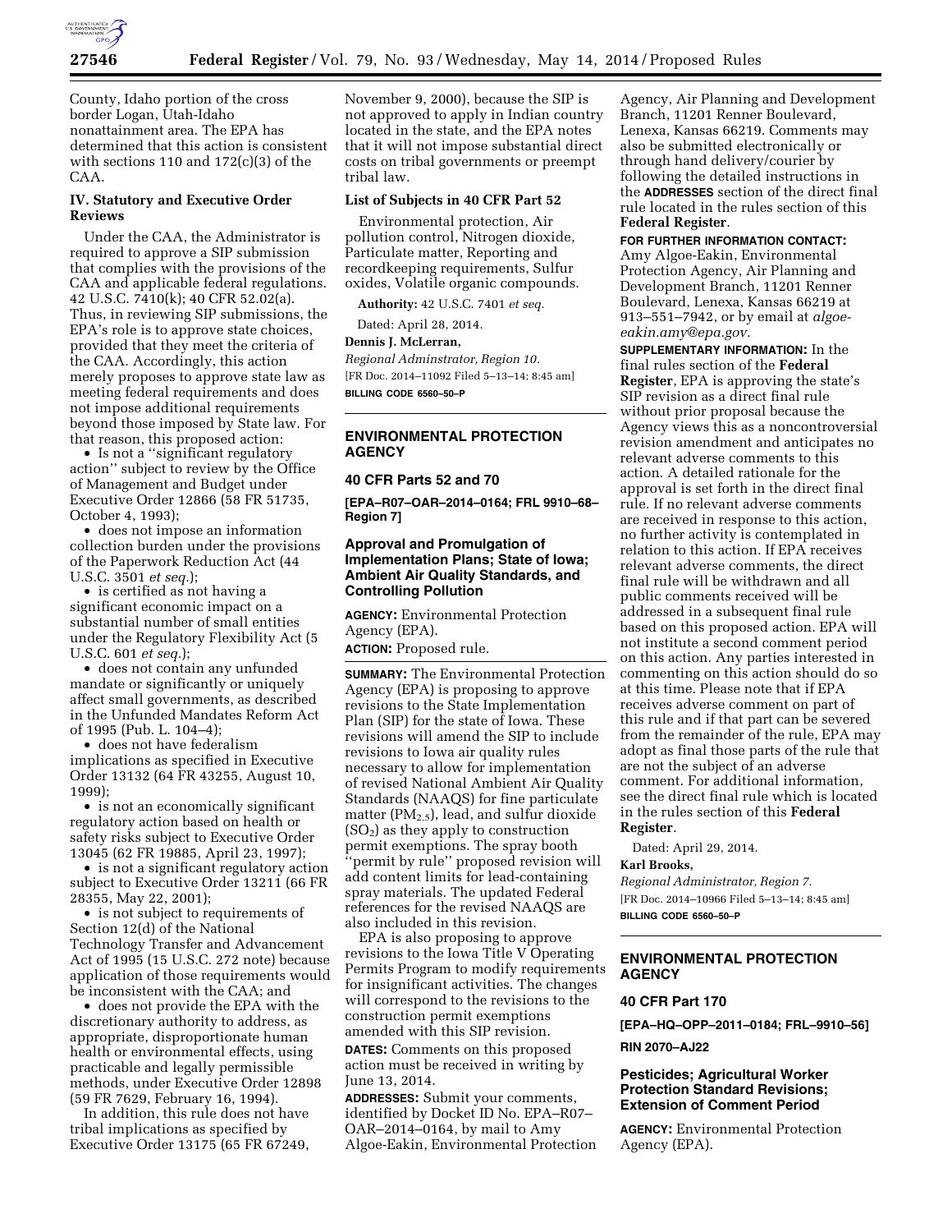County, Idaho portion of the cross border Logan, Utah-Idaho nonattainment area. The EPA has determined that this action is consistent with sections 110 and 172(c)(3) of the CAA.

## IV. Statutory and Executive Order Reviews

Under the CAA, the Administrator is required to approve a SIP submission that complies with the provisions of the CAA and applicable federal regulations. 42 U.S.C. 7410(k); 40 CFR 52.02(a). Thus, in reviewing SIP submissions, the EPA's role is to approve state choices, provided that they meet the criteria of the CAA. Accordingly, this action merely proposes to approve state law as meeting federal requirements and does not impose additional requirements beyond those imposed by State law. For that reason, this proposed action:

- Is not a ''significant regulatory action'' subject to review by the Office of Management and Budget under Executive Order 12866 (58 FR 51735, October 4, 1993);
- does not impose an information collection burden under the provisions of the Paperwork Reduction Act (44 U.S.C. 3501 *et seq.*);
- is certified as not having a significant economic impact on a substantial number of small entities under the Regulatory Flexibility Act (5 U.S.C. 601 *et seq.*);
- does not contain any unfunded mandate or significantly or uniquely affect small governments, as described in the Unfunded Mandates Reform Act of 1995 (Pub. L. 104–4);
- does not have federalism implications as specified in Executive Order 13132 (64 FR 43255, August 10, 1999);
- is not an economically significant regulatory action based on health or safety risks subject to Executive Order 13045 (62 FR 19885, April 23, 1997);
- is not a significant regulatory action subject to Executive Order 13211 (66 FR 28355, May 22, 2001);
- is not subject to requirements of Section 12(d) of the National Technology Transfer and Advancement Act of 1995 (15 U.S.C. 272 note) because application of those requirements would be inconsistent with the CAA; and
- does not provide the EPA with the discretionary authority to address, as appropriate, disproportionate human health or environmental effects, using practicable and legally permissible methods, under Executive Order 12898 (59 FR 7629, February 16, 1994).

In addition, this rule does not have tribal implications as specified by Executive Order 13175 (65 FR 67249, November 9, 2000), because the SIP is not approved to apply in Indian country located in the state, and the EPA notes that it will not impose substantial direct costs on tribal governments or preempt tribal law.

### List of Subjects in 40 CFR Part 52

Environmental protection, Air pollution control, Nitrogen dioxide, Particulate matter, Reporting and recordkeeping requirements, Sulfur oxides, Volatile organic compounds.

**Authority:** 42 U.S.C. 7401 *et seq.*

Dated: April 28, 2014.

**Dennis J. McLerran,**

*Regional Adminstrator, Region 10.*

[FR Doc. 2014–11092 Filed 5–13–14; 8:45 am]

**BILLING CODE 6560–50–P**

---

## ENVIRONMENTAL PROTECTION AGENCY

### 40 CFR Parts 52 and 70

**[EPA–R07–OAR–2014–0164; FRL 9910–68–Region 7]**

### Approval and Promulgation of Implementation Plans; State of Iowa; Ambient Air Quality Standards, and Controlling Pollution

**AGENCY:** Environmental Protection Agency (EPA).

**ACTION:** Proposed rule.

**SUMMARY:** The Environmental Protection Agency (EPA) is proposing to approve revisions to the State Implementation Plan (SIP) for the state of Iowa. These revisions will amend the SIP to include revisions to Iowa air quality rules necessary to allow for implementation of revised National Ambient Air Quality Standards (NAAQS) for fine particulate matter ($PM_{2.5}$), lead, and sulfur dioxide ($SO_2$) as they apply to construction permit exemptions. The spray booth ''permit by rule'' proposed revision will add content limits for lead-containing spray materials. The updated Federal references for the revised NAAQS are also included in this revision.

EPA is also proposing to approve revisions to the Iowa Title V Operating Permits Program to modify requirements for insignificant activities. The changes will correspond to the revisions to the construction permit exemptions amended with this SIP revision.

**DATES:** Comments on this proposed action must be received in writing by June 13, 2014.

**ADDRESSES:** Submit your comments, identified by Docket ID No. EPA–R07–OAR–2014–0164, by mail to Amy Algoe-Eakin, Environmental Protection Agency, Air Planning and Development Branch, 11201 Renner Boulevard, Lenexa, Kansas 66219. Comments may also be submitted electronically or through hand delivery/courier by following the detailed instructions in the **ADDRESSES** section of the direct final rule located in the rules section of this **Federal Register**.

**FOR FURTHER INFORMATION CONTACT:** Amy Algoe-Eakin, Environmental Protection Agency, Air Planning and Development Branch, 11201 Renner Boulevard, Lenexa, Kansas 66219 at 913–551–7942, or by email at *algoe-eakin.amy@epa.gov.*

**SUPPLEMENTARY INFORMATION:** In the final rules section of the **Federal Register**, EPA is approving the state's SIP revision as a direct final rule without prior proposal because the Agency views this as a noncontroversial revision amendment and anticipates no relevant adverse comments to this action. A detailed rationale for the approval is set forth in the direct final rule. If no relevant adverse comments are received in response to this action, no further activity is contemplated in relation to this action. If EPA receives relevant adverse comments, the direct final rule will be withdrawn and all public comments received will be addressed in a subsequent final rule based on this proposed action. EPA will not institute a second comment period on this action. Any parties interested in commenting on this action should do so at this time. Please note that if EPA receives adverse comment on part of this rule and if that part can be severed from the remainder of the rule, EPA may adopt as final those parts of the rule that are not the subject of an adverse comment. For additional information, see the direct final rule which is located in the rules section of this **Federal Register**.

Dated: April 29, 2014.

**Karl Brooks,**

*Regional Administrator, Region 7.*

[FR Doc. 2014–10966 Filed 5–13–14; 8:45 am]

**BILLING CODE 6560–50–P**

---

## ENVIRONMENTAL PROTECTION AGENCY

### 40 CFR Part 170

**[EPA–HQ–OPP–2011–0184; FRL–9910–56]**

**RIN 2070–AJ22**

### Pesticides; Agricultural Worker Protection Standard Revisions; Extension of Comment Period

**AGENCY:** Environmental Protection Agency (EPA).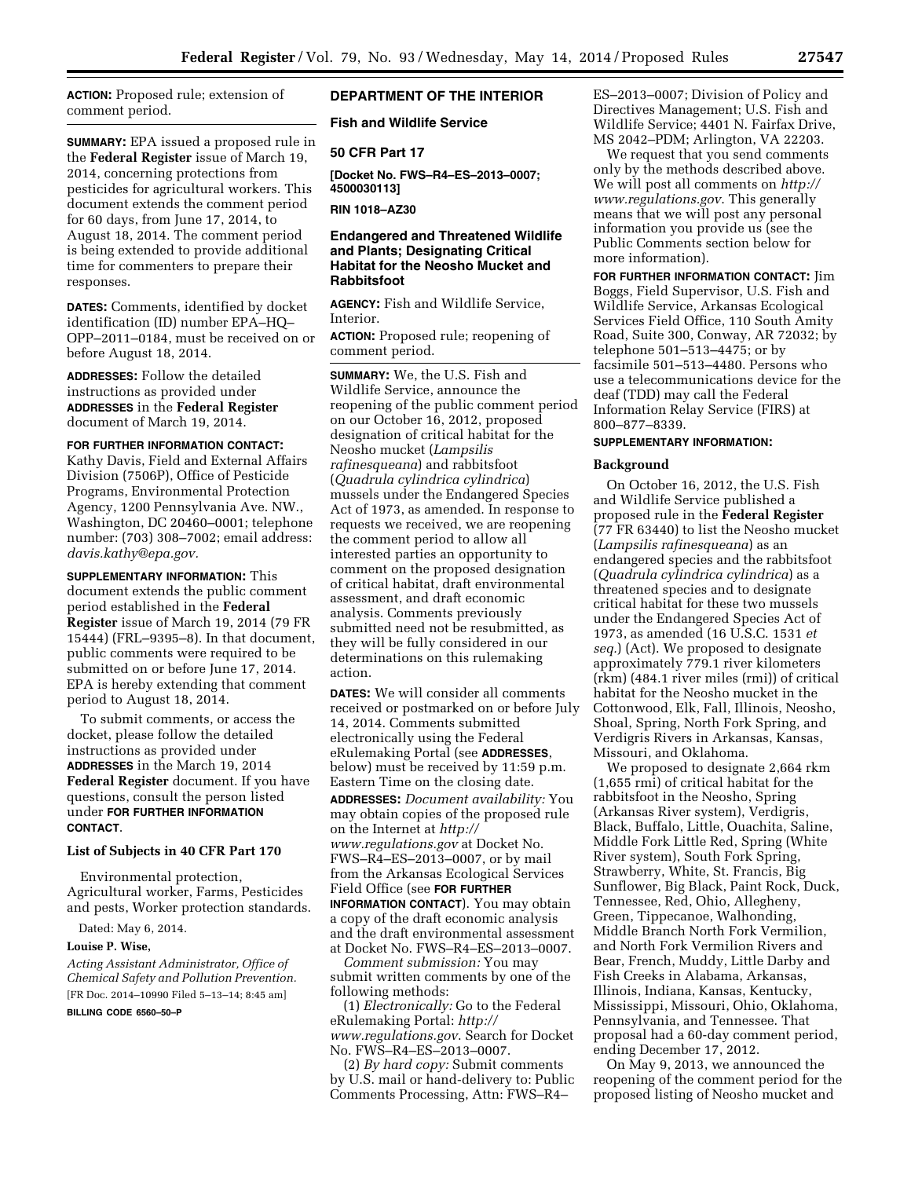**ACTION:** Proposed rule; extension of comment period.

**SUMMARY:** EPA issued a proposed rule in the **Federal Register** issue of March 19, 2014, concerning protections from pesticides for agricultural workers. This document extends the comment period for 60 days, from June 17, 2014, to August 18, 2014. The comment period is being extended to provide additional time for commenters to prepare their responses.

**DATES:** Comments, identified by docket identification (ID) number EPA–HQ–OPP–2011–0184, must be received on or before August 18, 2014.

**ADDRESSES:** Follow the detailed instructions as provided under **ADDRESSES** in the **Federal Register** document of March 19, 2014.

**FOR FURTHER INFORMATION CONTACT:** Kathy Davis, Field and External Affairs Division (7506P), Office of Pesticide Programs, Environmental Protection Agency, 1200 Pennsylvania Ave. NW., Washington, DC 20460–0001; telephone number: (703) 308–7002; email address: *davis.kathy@epa.gov.*

**SUPPLEMENTARY INFORMATION:** This document extends the public comment period established in the **Federal Register** issue of March 19, 2014 (79 FR 15444) (FRL–9395–8). In that document, public comments were required to be submitted on or before June 17, 2014. EPA is hereby extending that comment period to August 18, 2014.

To submit comments, or access the docket, please follow the detailed instructions as provided under **ADDRESSES** in the March 19, 2014 **Federal Register** document. If you have questions, consult the person listed under **FOR FURTHER INFORMATION CONTACT**.

### List of Subjects in 40 CFR Part 170

Environmental protection, Agricultural worker, Farms, Pesticides and pests, Worker protection standards.

Dated: May 6, 2014.

**Louise P. Wise,**

*Acting Assistant Administrator, Office of Chemical Safety and Pollution Prevention.*

[FR Doc. 2014–10990 Filed 5–13–14; 8:45 am]

**BILLING CODE 6560–50–P**

## DEPARTMENT OF THE INTERIOR

### Fish and Wildlife Service

### 50 CFR Part 17

**[Docket No. FWS–R4–ES–2013–0007; 4500030113]**

**RIN 1018–AZ30**

### Endangered and Threatened Wildlife and Plants; Designating Critical Habitat for the Neosho Mucket and Rabbitsfoot

**AGENCY:** Fish and Wildlife Service, Interior.

**ACTION:** Proposed rule; reopening of comment period.

**SUMMARY:** We, the U.S. Fish and Wildlife Service, announce the reopening of the public comment period on our October 16, 2012, proposed designation of critical habitat for the Neosho mucket (*Lampsilis rafinesqueana*) and rabbitsfoot (*Quadrula cylindrica cylindrica*) mussels under the Endangered Species Act of 1973, as amended. In response to requests we received, we are reopening the comment period to allow all interested parties an opportunity to comment on the proposed designation of critical habitat, draft environmental assessment, and draft economic analysis. Comments previously submitted need not be resubmitted, as they will be fully considered in our determinations on this rulemaking action.

**DATES:** We will consider all comments received or postmarked on or before July 14, 2014. Comments submitted electronically using the Federal eRulemaking Portal (see **ADDRESSES**, below) must be received by 11:59 p.m. Eastern Time on the closing date.

**ADDRESSES:** *Document availability:* You may obtain copies of the proposed rule on the Internet at *http://www.regulations.gov* at Docket No. FWS–R4–ES–2013–0007, or by mail from the Arkansas Ecological Services Field Office (see **FOR FURTHER INFORMATION CONTACT**). You may obtain a copy of the draft economic analysis and the draft environmental assessment at Docket No. FWS–R4–ES–2013–0007.

*Comment submission:* You may submit written comments by one of the following methods:

(1) *Electronically:* Go to the Federal eRulemaking Portal: *http://www.regulations.gov*. Search for Docket No. FWS–R4–ES–2013–0007.

(2) *By hard copy:* Submit comments by U.S. mail or hand-delivery to: Public Comments Processing, Attn: FWS–R4–ES–2013–0007; Division of Policy and Directives Management; U.S. Fish and Wildlife Service; 4401 N. Fairfax Drive, MS 2042–PDM; Arlington, VA 22203.

We request that you send comments only by the methods described above. We will post all comments on *http://www.regulations.gov*. This generally means that we will post any personal information you provide us (see the Public Comments section below for more information).

**FOR FURTHER INFORMATION CONTACT:** Jim Boggs, Field Supervisor, U.S. Fish and Wildlife Service, Arkansas Ecological Services Field Office, 110 South Amity Road, Suite 300, Conway, AR 72032; by telephone 501–513–4475; or by facsimile 501–513–4480. Persons who use a telecommunications device for the deaf (TDD) may call the Federal Information Relay Service (FIRS) at 800–877–8339.

**SUPPLEMENTARY INFORMATION:**

#### Background

On October 16, 2012, the U.S. Fish and Wildlife Service published a proposed rule in the **Federal Register** (77 FR 63440) to list the Neosho mucket (*Lampsilis rafinesqueana*) as an endangered species and the rabbitsfoot (*Quadrula cylindrica cylindrica*) as a threatened species and to designate critical habitat for these two mussels under the Endangered Species Act of 1973, as amended (16 U.S.C. 1531 *et seq.*) (Act). We proposed to designate approximately 779.1 river kilometers (rkm) (484.1 river miles (rmi)) of critical habitat for the Neosho mucket in the Cottonwood, Elk, Fall, Illinois, Neosho, Shoal, Spring, North Fork Spring, and Verdigris Rivers in Arkansas, Kansas, Missouri, and Oklahoma.

We proposed to designate 2,664 rkm (1,655 rmi) of critical habitat for the rabbitsfoot in the Neosho, Spring (Arkansas River system), Verdigris, Black, Buffalo, Little, Ouachita, Saline, Middle Fork Little Red, Spring (White River system), South Fork Spring, Strawberry, White, St. Francis, Big Sunflower, Big Black, Paint Rock, Duck, Tennessee, Red, Ohio, Allegheny, Green, Tippecanoe, Walhonding, Middle Branch North Fork Vermilion, and North Fork Vermilion Rivers and Bear, French, Muddy, Little Darby and Fish Creeks in Alabama, Arkansas, Illinois, Indiana, Kansas, Kentucky, Mississippi, Missouri, Ohio, Oklahoma, Pennsylvania, and Tennessee. That proposal had a 60-day comment period, ending December 17, 2012.

On May 9, 2013, we announced the reopening of the comment period for the proposed listing of Neosho mucket and